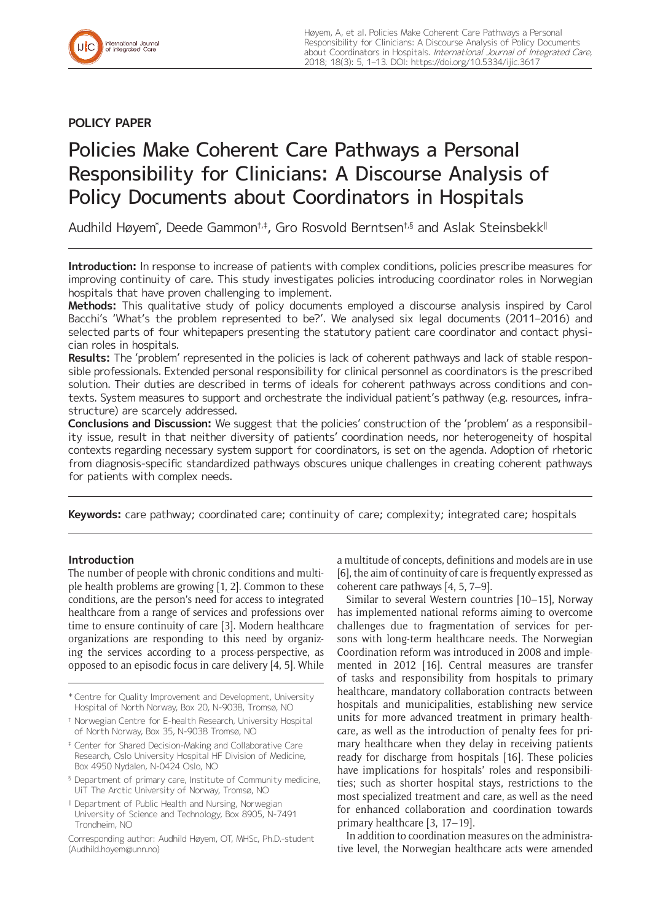**POLICY PAPER**

# Policies Make Coherent Care Pathways a Personal Responsibility for Clinicians: A Discourse Analysis of Policy Documents about Coordinators in Hospitals

Audhild Høyem[*], Deede Gammon[†,‡], Gro Rosvold Berntsen[†,§] and Aslak Steinsbekk[‖]

**Introduction:** In response to increase of patients with complex conditions, policies prescribe measures for improving continuity of care. This study investigates policies introducing coordinator roles in Norwegian hospitals that have proven challenging to implement.

**Methods:** This qualitative study of policy documents employed a discourse analysis inspired by Carol Bacchi's 'What's the problem represented to be?'. We analysed six legal documents (2011–2016) and selected parts of four whitepapers presenting the statutory patient care coordinator and contact physician roles in hospitals.

**Results:** The 'problem' represented in the policies is lack of coherent pathways and lack of stable responsible professionals. Extended personal responsibility for clinical personnel as coordinators is the prescribed solution. Their duties are described in terms of ideals for coherent pathways across conditions and contexts. System measures to support and orchestrate the individual patient's pathway (e.g. resources, infrastructure) are scarcely addressed.

**Conclusions and Discussion:** We suggest that the policies' construction of the 'problem' as a responsibility issue, result in that neither diversity of patients' coordination needs, nor heterogeneity of hospital contexts regarding necessary system support for coordinators, is set on the agenda. Adoption of rhetoric from diagnosis-specific standardized pathways obscures unique challenges in creating coherent pathways for patients with complex needs.

**Keywords:** care pathway; coordinated care; continuity of care; complexity; integrated care; hospitals

## Introduction

The number of people with chronic conditions and multiple health problems are growing [1, 2]. Common to these conditions, are the person's need for access to integrated healthcare from a range of services and professions over time to ensure continuity of care [3]. Modern healthcare organizations are responding to this need by organizing the services according to a process-perspective, as opposed to an episodic focus in care delivery [4, 5]. While a multitude of concepts, definitions and models are in use [6], the aim of continuity of care is frequently expressed as coherent care pathways [4, 5, 7–9].

Similar to several Western countries [10–15], Norway has implemented national reforms aiming to overcome challenges due to fragmentation of services for persons with long-term healthcare needs. The Norwegian Coordination reform was introduced in 2008 and implemented in 2012 [16]. Central measures are transfer of tasks and responsibility from hospitals to primary healthcare, mandatory collaboration contracts between hospitals and municipalities, establishing new service units for more advanced treatment in primary healthcare, as well as the introduction of penalty fees for primary healthcare when they delay in receiving patients ready for discharge from hospitals [16]. These policies have implications for hospitals' roles and responsibilities; such as shorter hospital stays, restrictions to the most specialized treatment and care, as well as the need for enhanced collaboration and coordination towards primary healthcare [3, 17–19].

In addition to coordination measures on the administrative level, the Norwegian healthcare acts were amended

---

[*] Centre for Quality Improvement and Development, University Hospital of North Norway, Box 20, N-9038, Tromsø, NO

[†] Norwegian Centre for E-health Research, University Hospital of North Norway, Box 35, N-9038 Tromsø, NO

[‡] Center for Shared Decision-Making and Collaborative Care Research, Oslo University Hospital HF Division of Medicine, Box 4950 Nydalen, N-0424 Oslo, NO

[§] Department of primary care, Institute of Community medicine, UiT The Arctic University of Norway, Tromsø, NO

[‖] Department of Public Health and Nursing, Norwegian University of Science and Technology, Box 8905, N-7491 Trondheim, NO

Corresponding author: Audhild Høyem, OT, MHSc, Ph.D.-student (Audhild.hoyem@unn.no)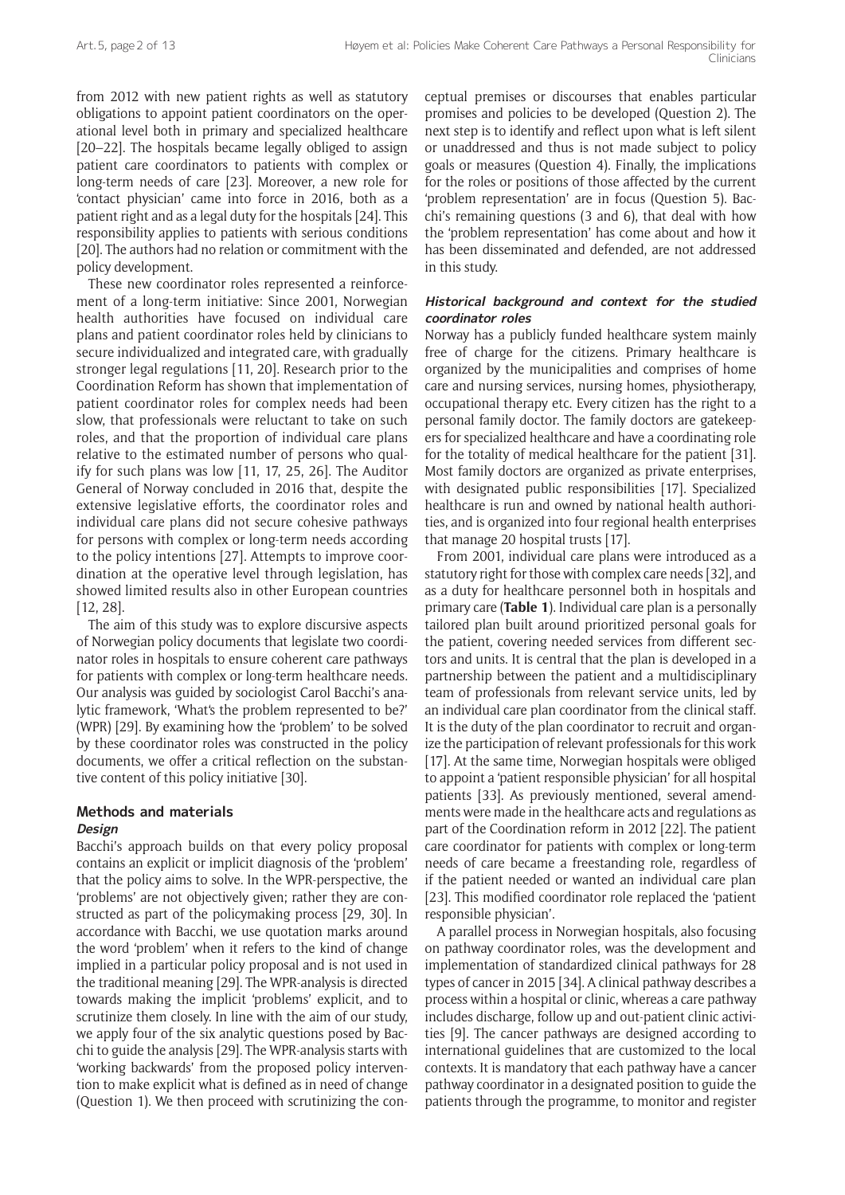from 2012 with new patient rights as well as statutory obligations to appoint patient coordinators on the operational level both in primary and specialized healthcare [20–22]. The hospitals became legally obliged to assign patient care coordinators to patients with complex or long-term needs of care [23]. Moreover, a new role for 'contact physician' came into force in 2016, both as a patient right and as a legal duty for the hospitals [24]. This responsibility applies to patients with serious conditions [20]. The authors had no relation or commitment with the policy development.

These new coordinator roles represented a reinforcement of a long-term initiative: Since 2001, Norwegian health authorities have focused on individual care plans and patient coordinator roles held by clinicians to secure individualized and integrated care, with gradually stronger legal regulations [11, 20]. Research prior to the Coordination Reform has shown that implementation of patient coordinator roles for complex needs had been slow, that professionals were reluctant to take on such roles, and that the proportion of individual care plans relative to the estimated number of persons who qualify for such plans was low [11, 17, 25, 26]. The Auditor General of Norway concluded in 2016 that, despite the extensive legislative efforts, the coordinator roles and individual care plans did not secure cohesive pathways for persons with complex or long-term needs according to the policy intentions [27]. Attempts to improve coordination at the operative level through legislation, has showed limited results also in other European countries [12, 28].

The aim of this study was to explore discursive aspects of Norwegian policy documents that legislate two coordinator roles in hospitals to ensure coherent care pathways for patients with complex or long-term healthcare needs. Our analysis was guided by sociologist Carol Bacchi's analytic framework, 'What's the problem represented to be?' (WPR) [29]. By examining how the 'problem' to be solved by these coordinator roles was constructed in the policy documents, we offer a critical reflection on the substantive content of this policy initiative [30].

## Methods and materials

### *Design*

Bacchi's approach builds on that every policy proposal contains an explicit or implicit diagnosis of the 'problem' that the policy aims to solve. In the WPR-perspective, the 'problems' are not objectively given; rather they are constructed as part of the policymaking process [29, 30]. In accordance with Bacchi, we use quotation marks around the word 'problem' when it refers to the kind of change implied in a particular policy proposal and is not used in the traditional meaning [29]. The WPR-analysis is directed towards making the implicit 'problems' explicit, and to scrutinize them closely. In line with the aim of our study, we apply four of the six analytic questions posed by Bacchi to guide the analysis [29]. The WPR-analysis starts with 'working backwards' from the proposed policy intervention to make explicit what is defined as in need of change (Question 1). We then proceed with scrutinizing the conceptual premises or discourses that enables particular promises and policies to be developed (Question 2). The next step is to identify and reflect upon what is left silent or unaddressed and thus is not made subject to policy goals or measures (Question 4). Finally, the implications for the roles or positions of those affected by the current 'problem representation' are in focus (Question 5). Bacchi's remaining questions (3 and 6), that deal with how the 'problem representation' has come about and how it has been disseminated and defended, are not addressed in this study.

### *Historical background and context for the studied coordinator roles*

Norway has a publicly funded healthcare system mainly free of charge for the citizens. Primary healthcare is organized by the municipalities and comprises of home care and nursing services, nursing homes, physiotherapy, occupational therapy etc. Every citizen has the right to a personal family doctor. The family doctors are gatekeepers for specialized healthcare and have a coordinating role for the totality of medical healthcare for the patient [31]. Most family doctors are organized as private enterprises, with designated public responsibilities [17]. Specialized healthcare is run and owned by national health authorities, and is organized into four regional health enterprises that manage 20 hospital trusts [17].

From 2001, individual care plans were introduced as a statutory right for those with complex care needs [32], and as a duty for healthcare personnel both in hospitals and primary care (**Table 1**). Individual care plan is a personally tailored plan built around prioritized personal goals for the patient, covering needed services from different sectors and units. It is central that the plan is developed in a partnership between the patient and a multidisciplinary team of professionals from relevant service units, led by an individual care plan coordinator from the clinical staff. It is the duty of the plan coordinator to recruit and organize the participation of relevant professionals for this work [17]. At the same time, Norwegian hospitals were obliged to appoint a 'patient responsible physician' for all hospital patients [33]. As previously mentioned, several amendments were made in the healthcare acts and regulations as part of the Coordination reform in 2012 [22]. The patient care coordinator for patients with complex or long-term needs of care became a freestanding role, regardless of if the patient needed or wanted an individual care plan [23]. This modified coordinator role replaced the 'patient responsible physician'.

A parallel process in Norwegian hospitals, also focusing on pathway coordinator roles, was the development and implementation of standardized clinical pathways for 28 types of cancer in 2015 [34]. A clinical pathway describes a process within a hospital or clinic, whereas a care pathway includes discharge, follow up and out-patient clinic activities [9]. The cancer pathways are designed according to international guidelines that are customized to the local contexts. It is mandatory that each pathway have a cancer pathway coordinator in a designated position to guide the patients through the programme, to monitor and register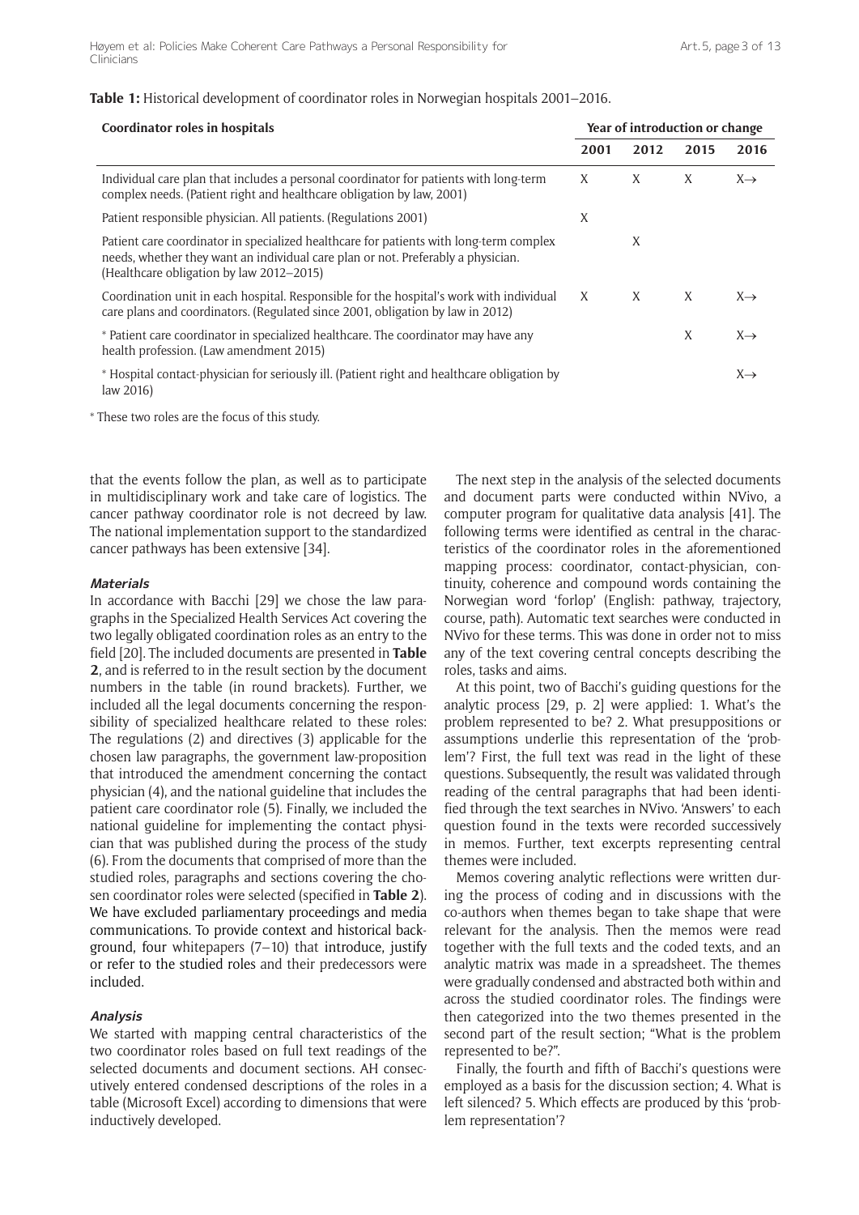**Table 1:** Historical development of coordinator roles in Norwegian hospitals 2001–2016.

| Coordinator roles in hospitals | Year of introduction or change | | | |
|---|---|---|---|---|
| | 2001 | 2012 | 2015 | 2016 |
| Individual care plan that includes a personal coordinator for patients with long-term complex needs. (Patient right and healthcare obligation by law, 2001) | X | X | X | X→ |
| Patient responsible physician. All patients. (Regulations 2001) | X | | | |
| Patient care coordinator in specialized healthcare for patients with long-term complex needs, whether they want an individual care plan or not. Preferably a physician. (Healthcare obligation by law 2012–2015) | | X | | |
| Coordination unit in each hospital. Responsible for the hospital's work with individual care plans and coordinators. (Regulated since 2001, obligation by law in 2012) | X | X | X | X→ |
| * Patient care coordinator in specialized healthcare. The coordinator may have any health profession. (Law amendment 2015) | | | X | X→ |
| * Hospital contact-physician for seriously ill. (Patient right and healthcare obligation by law 2016) | | | | X→ |

* These two roles are the focus of this study.

that the events follow the plan, as well as to participate in multidisciplinary work and take care of logistics. The cancer pathway coordinator role is not decreed by law. The national implementation support to the standardized cancer pathways has been extensive [34].

### Materials

In accordance with Bacchi [29] we chose the law paragraphs in the Specialized Health Services Act covering the two legally obligated coordination roles as an entry to the field [20]. The included documents are presented in **Table 2**, and is referred to in the result section by the document numbers in the table (in round brackets). Further, we included all the legal documents concerning the responsibility of specialized healthcare related to these roles: The regulations (2) and directives (3) applicable for the chosen law paragraphs, the government law-proposition that introduced the amendment concerning the contact physician (4), and the national guideline that includes the patient care coordinator role (5). Finally, we included the national guideline for implementing the contact physician that was published during the process of the study (6). From the documents that comprised of more than the studied roles, paragraphs and sections covering the chosen coordinator roles were selected (specified in **Table 2**). We have excluded parliamentary proceedings and media communications. To provide context and historical background, four whitepapers (7–10) that introduce, justify or refer to the studied roles and their predecessors were included.

### Analysis

We started with mapping central characteristics of the two coordinator roles based on full text readings of the selected documents and document sections. AH consecutively entered condensed descriptions of the roles in a table (Microsoft Excel) according to dimensions that were inductively developed.

The next step in the analysis of the selected documents and document parts were conducted within NVivo, a computer program for qualitative data analysis [41]. The following terms were identified as central in the characteristics of the coordinator roles in the aforementioned mapping process: coordinator, contact-physician, continuity, coherence and compound words containing the Norwegian word 'forløp' (English: pathway, trajectory, course, path). Automatic text searches were conducted in NVivo for these terms. This was done in order not to miss any of the text covering central concepts describing the roles, tasks and aims.

At this point, two of Bacchi's guiding questions for the analytic process [29, p. 2] were applied: 1. What's the problem represented to be? 2. What presuppositions or assumptions underlie this representation of the 'problem'? First, the full text was read in the light of these questions. Subsequently, the result was validated through reading of the central paragraphs that had been identified through the text searches in NVivo. 'Answers' to each question found in the texts were recorded successively in memos. Further, text excerpts representing central themes were included.

Memos covering analytic reflections were written during the process of coding and in discussions with the co-authors when themes began to take shape that were relevant for the analysis. Then the memos were read together with the full texts and the coded texts, and an analytic matrix was made in a spreadsheet. The themes were gradually condensed and abstracted both within and across the studied coordinator roles. The findings were then categorized into the two themes presented in the second part of the result section; "What is the problem represented to be?".

Finally, the fourth and fifth of Bacchi's questions were employed as a basis for the discussion section; 4. What is left silenced? 5. Which effects are produced by this 'problem representation'?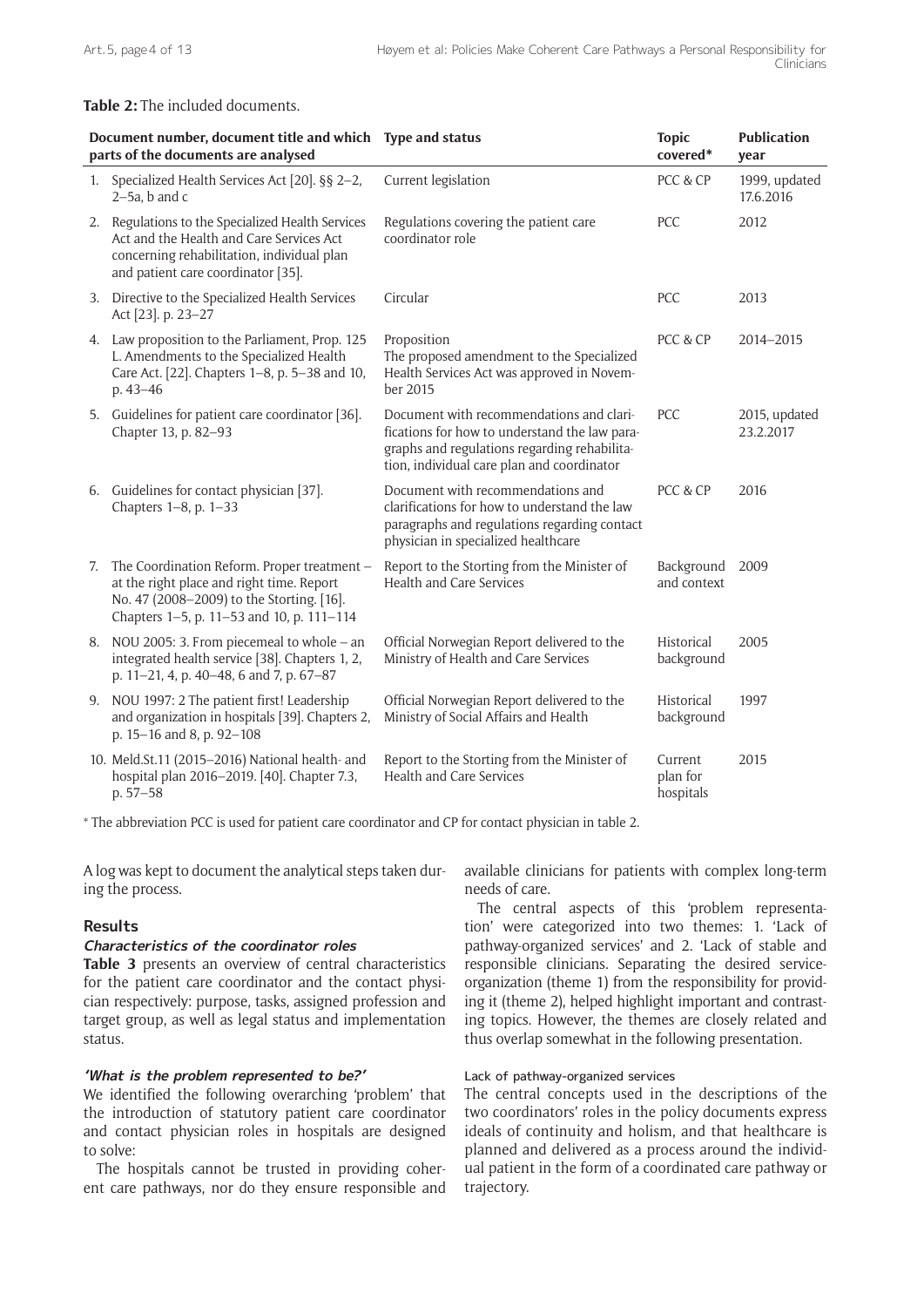**Table 2:** The included documents.

| Document number, document title and which parts of the documents are analysed | Type and status | Topic covered* | Publication year |
|---|---|---|---|
| 1. Specialized Health Services Act [20]. §§ 2–2, 2–5a, b and c | Current legislation | PCC & CP | 1999, updated 17.6.2016 |
| 2. Regulations to the Specialized Health Services Act and the Health and Care Services Act concerning rehabilitation, individual plan and patient care coordinator [35]. | Regulations covering the patient care coordinator role | PCC | 2012 |
| 3. Directive to the Specialized Health Services Act [23]. p. 23–27 | Circular | PCC | 2013 |
| 4. Law proposition to the Parliament, Prop. 125 L. Amendments to the Specialized Health Care Act. [22]. Chapters 1–8, p. 5–38 and 10, p. 43–46 | Proposition The proposed amendment to the Specialized Health Services Act was approved in November 2015 | PCC & CP | 2014–2015 |
| 5. Guidelines for patient care coordinator [36]. Chapter 13, p. 82–93 | Document with recommendations and clarifications for how to understand the law paragraphs and regulations regarding rehabilitation, individual care plan and coordinator | PCC | 2015, updated 23.2.2017 |
| 6. Guidelines for contact physician [37]. Chapters 1–8, p. 1–33 | Document with recommendations and clarifications for how to understand the law paragraphs and regulations regarding contact physician in specialized healthcare | PCC & CP | 2016 |
| 7. The Coordination Reform. Proper treatment – at the right place and right time. Report No. 47 (2008–2009) to the Storting. [16]. Chapters 1–5, p. 11–53 and 10, p. 111–114 | Report to the Storting from the Minister of Health and Care Services | Background and context | 2009 |
| 8. NOU 2005: 3. From piecemeal to whole – an integrated health service [38]. Chapters 1, 2, p. 11–21, 4, p. 40–48, 6 and 7, p. 67–87 | Official Norwegian Report delivered to the Ministry of Health and Care Services | Historical background | 2005 |
| 9. NOU 1997: 2 The patient first! Leadership and organization in hospitals [39]. Chapters 2, p. 15–16 and 8, p. 92–108 | Official Norwegian Report delivered to the Ministry of Social Affairs and Health | Historical background | 1997 |
| 10. Meld.St.11 (2015–2016) National health- and hospital plan 2016–2019. [40]. Chapter 7.3, p. 57–58 | Report to the Storting from the Minister of Health and Care Services | Current plan for hospitals | 2015 |

* The abbreviation PCC is used for patient care coordinator and CP for contact physician in table 2.

A log was kept to document the analytical steps taken during the process.

## Results

### Characteristics of the coordinator roles

**Table 3** presents an overview of central characteristics for the patient care coordinator and the contact physician respectively: purpose, tasks, assigned profession and target group, as well as legal status and implementation status.

### 'What is the problem represented to be?'

We identified the following overarching 'problem' that the introduction of statutory patient care coordinator and contact physician roles in hospitals are designed to solve:

The hospitals cannot be trusted in providing coherent care pathways, nor do they ensure responsible and available clinicians for patients with complex long-term needs of care.

The central aspects of this 'problem representation' were categorized into two themes: 1. 'Lack of pathway-organized services' and 2. 'Lack of stable and responsible clinicians. Separating the desired service-organization (theme 1) from the responsibility for providing it (theme 2), helped highlight important and contrasting topics. However, the themes are closely related and thus overlap somewhat in the following presentation.

#### Lack of pathway-organized services

The central concepts used in the descriptions of the two coordinators' roles in the policy documents express ideals of continuity and holism, and that healthcare is planned and delivered as a process around the individual patient in the form of a coordinated care pathway or trajectory.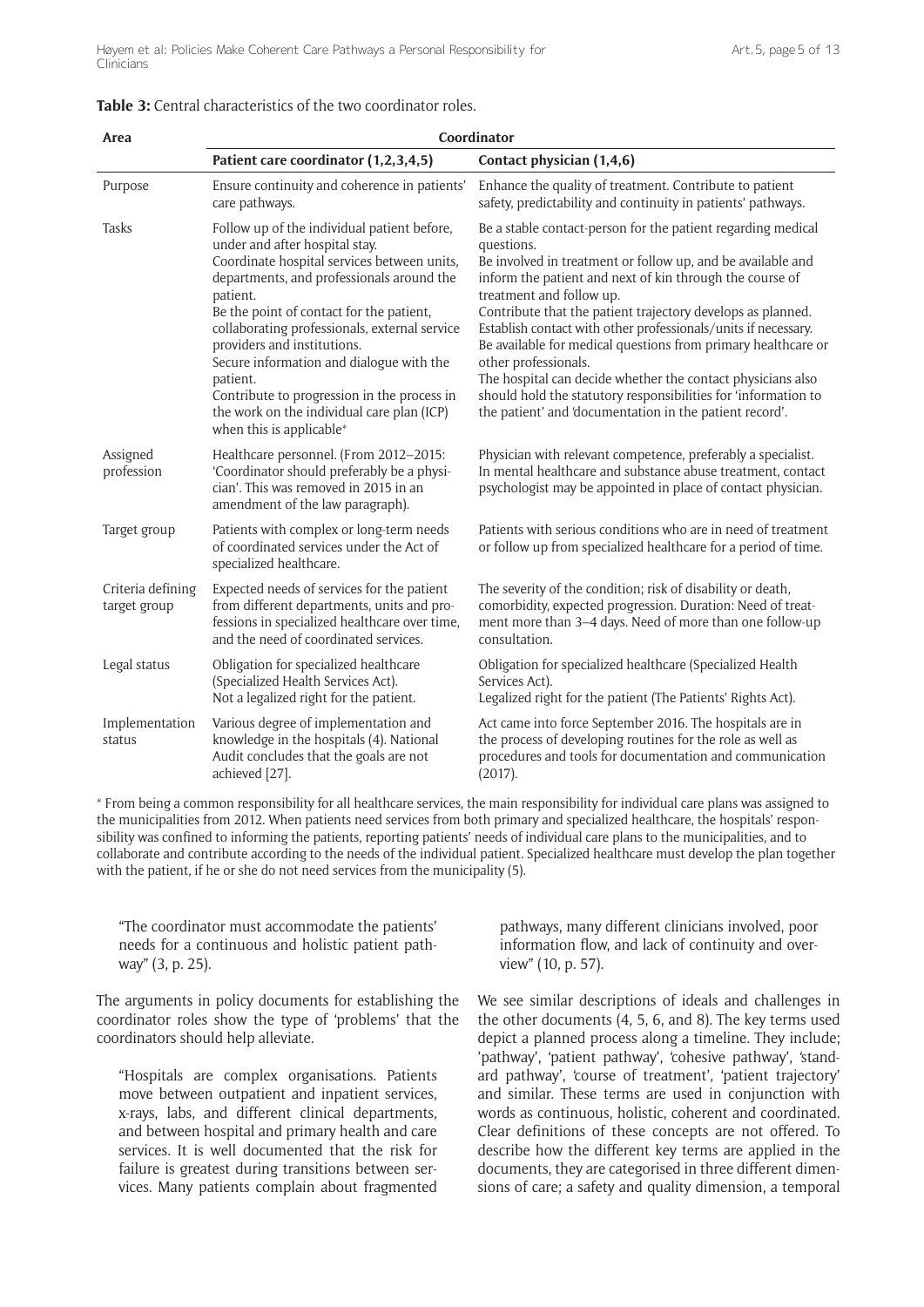**Table 3:** Central characteristics of the two coordinator roles.

| Area | Coordinator | |
|---|---|---|
| | **Patient care coordinator (1,2,3,4,5)** | **Contact physician (1,4,6)** |
| Purpose | Ensure continuity and coherence in patients' care pathways. | Enhance the quality of treatment. Contribute to patient safety, predictability and continuity in patients' pathways. |
| Tasks | Follow up of the individual patient before, under and after hospital stay. Coordinate hospital services between units, departments, and professionals around the patient. Be the point of contact for the patient, collaborating professionals, external service providers and institutions. Secure information and dialogue with the patient. Contribute to progression in the process in the work on the individual care plan (ICP) when this is applicable* | Be a stable contact-person for the patient regarding medical questions. Be involved in treatment or follow up, and be available and inform the patient and next of kin through the course of treatment and follow up. Contribute that the patient trajectory develops as planned. Establish contact with other professionals/units if necessary. Be available for medical questions from primary healthcare or other professionals. The hospital can decide whether the contact physicians also should hold the statutory responsibilities for 'information to the patient' and 'documentation in the patient record'. |
| Assigned profession | Healthcare personnel. (From 2012–2015: 'Coordinator should preferably be a physician'. This was removed in 2015 in an amendment of the law paragraph). | Physician with relevant competence, preferably a specialist. In mental healthcare and substance abuse treatment, contact psychologist may be appointed in place of contact physician. |
| Target group | Patients with complex or long-term needs of coordinated services under the Act of specialized healthcare. | Patients with serious conditions who are in need of treatment or follow up from specialized healthcare for a period of time. |
| Criteria defining target group | Expected needs of services for the patient from different departments, units and professions in specialized healthcare over time, and the need of coordinated services. | The severity of the condition; risk of disability or death, comorbidity, expected progression. Duration: Need of treatment more than 3–4 days. Need of more than one follow-up consultation. |
| Legal status | Obligation for specialized healthcare (Specialized Health Services Act). Not a legalized right for the patient. | Obligation for specialized healthcare (Specialized Health Services Act). Legalized right for the patient (The Patients' Rights Act). |
| Implementation status | Various degree of implementation and knowledge in the hospitals (4). National Audit concludes that the goals are not achieved [27]. | Act came into force September 2016. The hospitals are in the process of developing routines for the role as well as procedures and tools for documentation and communication (2017). |

* From being a common responsibility for all healthcare services, the main responsibility for individual care plans was assigned to the municipalities from 2012. When patients need services from both primary and specialized healthcare, the hospitals' responsibility was confined to informing the patients, reporting patients' needs of individual care plans to the municipalities, and to collaborate and contribute according to the needs of the individual patient. Specialized healthcare must develop the plan together with the patient, if he or she do not need services from the municipality (5).

> "The coordinator must accommodate the patients' needs for a continuous and holistic patient pathway" (3, p. 25).

The arguments in policy documents for establishing the coordinator roles show the type of 'problems' that the coordinators should help alleviate.

> "Hospitals are complex organisations. Patients move between outpatient and inpatient services, x-rays, labs, and different clinical departments, and between hospital and primary health and care services. It is well documented that the risk for failure is greatest during transitions between services. Many patients complain about fragmented pathways, many different clinicians involved, poor information flow, and lack of continuity and overview" (10, p. 57).

We see similar descriptions of ideals and challenges in the other documents (4, 5, 6, and 8). The key terms used depict a planned process along a timeline. They include; 'pathway', 'patient pathway', 'cohesive pathway', 'standard pathway', 'course of treatment', 'patient trajectory' and similar. These terms are used in conjunction with words as continuous, holistic, coherent and coordinated. Clear definitions of these concepts are not offered. To describe how the different key terms are applied in the documents, they are categorised in three different dimensions of care; a safety and quality dimension, a temporal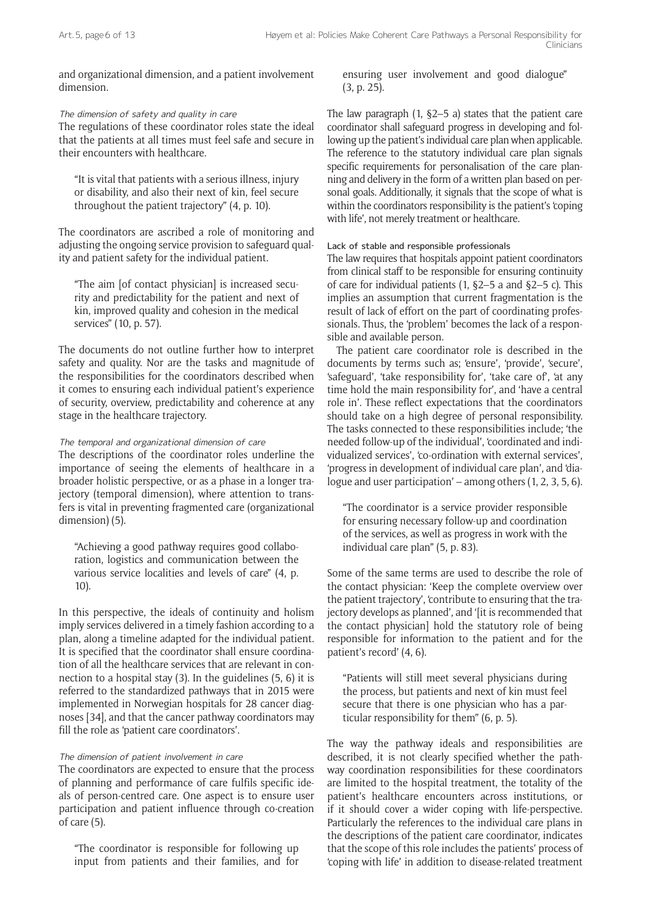and organizational dimension, and a patient involvement dimension.

#### *The dimension of safety and quality in care*

The regulations of these coordinator roles state the ideal that the patients at all times must feel safe and secure in their encounters with healthcare.

> "It is vital that patients with a serious illness, injury or disability, and also their next of kin, feel secure throughout the patient trajectory" (4, p. 10).

The coordinators are ascribed a role of monitoring and adjusting the ongoing service provision to safeguard quality and patient safety for the individual patient.

> "The aim [of contact physician] is increased security and predictability for the patient and next of kin, improved quality and cohesion in the medical services" (10, p. 57).

The documents do not outline further how to interpret safety and quality. Nor are the tasks and magnitude of the responsibilities for the coordinators described when it comes to ensuring each individual patient's experience of security, overview, predictability and coherence at any stage in the healthcare trajectory.

#### *The temporal and organizational dimension of care*

The descriptions of the coordinator roles underline the importance of seeing the elements of healthcare in a broader holistic perspective, or as a phase in a longer trajectory (temporal dimension), where attention to transfers is vital in preventing fragmented care (organizational dimension) (5).

> "Achieving a good pathway requires good collaboration, logistics and communication between the various service localities and levels of care" (4, p. 10).

In this perspective, the ideals of continuity and holism imply services delivered in a timely fashion according to a plan, along a timeline adapted for the individual patient. It is specified that the coordinator shall ensure coordination of all the healthcare services that are relevant in connection to a hospital stay (3). In the guidelines (5, 6) it is referred to the standardized pathways that in 2015 were implemented in Norwegian hospitals for 28 cancer diagnoses [34], and that the cancer pathway coordinators may fill the role as 'patient care coordinators'.

#### *The dimension of patient involvement in care*

The coordinators are expected to ensure that the process of planning and performance of care fulfils specific ideals of person-centred care. One aspect is to ensure user participation and patient influence through co-creation of care (5).

> "The coordinator is responsible for following up input from patients and their families, and for ensuring user involvement and good dialogue" (3, p. 25).

The law paragraph (1, §2–5 a) states that the patient care coordinator shall safeguard progress in developing and following up the patient's individual care plan when applicable. The reference to the statutory individual care plan signals specific requirements for personalisation of the care planning and delivery in the form of a written plan based on personal goals. Additionally, it signals that the scope of what is within the coordinators responsibility is the patient's 'coping with life', not merely treatment or healthcare.

### Lack of stable and responsible professionals

The law requires that hospitals appoint patient coordinators from clinical staff to be responsible for ensuring continuity of care for individual patients (1, §2–5 a and §2–5 c). This implies an assumption that current fragmentation is the result of lack of effort on the part of coordinating professionals. Thus, the 'problem' becomes the lack of a responsible and available person.

The patient care coordinator role is described in the documents by terms such as; 'ensure', 'provide', 'secure', 'safeguard', 'take responsibility for', 'take care of', 'at any time hold the main responsibility for', and 'have a central role in'. These reflect expectations that the coordinators should take on a high degree of personal responsibility. The tasks connected to these responsibilities include; 'the needed follow-up of the individual', 'coordinated and individualized services', 'co-ordination with external services', 'progress in development of individual care plan', and 'dialogue and user participation' – among others (1, 2, 3, 5, 6).

> "The coordinator is a service provider responsible for ensuring necessary follow-up and coordination of the services, as well as progress in work with the individual care plan" (5, p. 83).

Some of the same terms are used to describe the role of the contact physician: 'Keep the complete overview over the patient trajectory', 'contribute to ensuring that the trajectory develops as planned', and '[it is recommended that the contact physician] hold the statutory role of being responsible for information to the patient and for the patient's record' (4, 6).

> "Patients will still meet several physicians during the process, but patients and next of kin must feel secure that there is one physician who has a particular responsibility for them" (6, p. 5).

The way the pathway ideals and responsibilities are described, it is not clearly specified whether the pathway coordination responsibilities for these coordinators are limited to the hospital treatment, the totality of the patient's healthcare encounters across institutions, or if it should cover a wider coping with life-perspective. Particularly the references to the individual care plans in the descriptions of the patient care coordinator, indicates that the scope of this role includes the patients' process of 'coping with life' in addition to disease-related treatment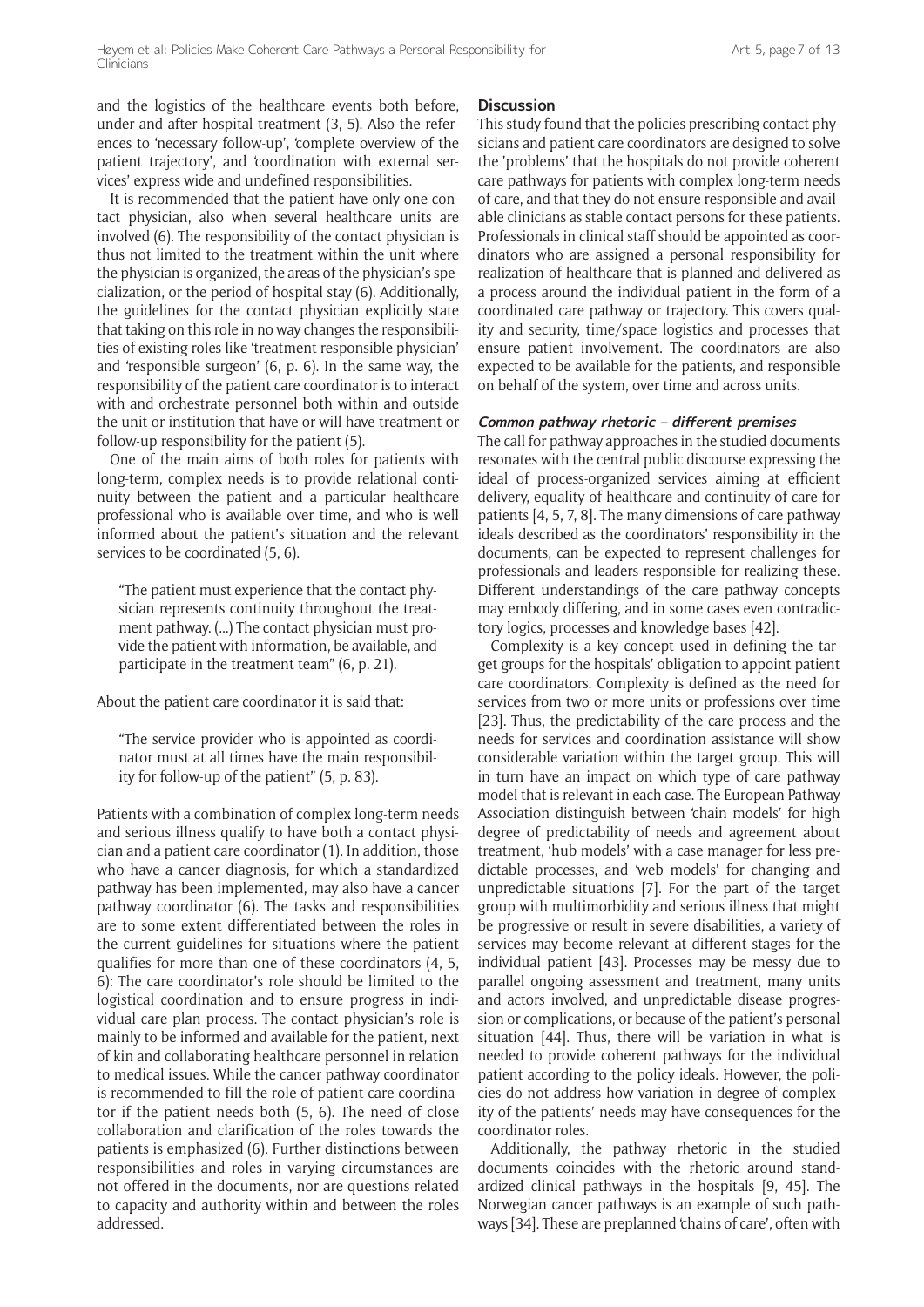and the logistics of the healthcare events both before, under and after hospital treatment (3, 5). Also the references to 'necessary follow-up', 'complete overview of the patient trajectory', and 'coordination with external services' express wide and undefined responsibilities.

It is recommended that the patient have only one contact physician, also when several healthcare units are involved (6). The responsibility of the contact physician is thus not limited to the treatment within the unit where the physician is organized, the areas of the physician's specialization, or the period of hospital stay (6). Additionally, the guidelines for the contact physician explicitly state that taking on this role in no way changes the responsibilities of existing roles like 'treatment responsible physician' and 'responsible surgeon' (6, p. 6). In the same way, the responsibility of the patient care coordinator is to interact with and orchestrate personnel both within and outside the unit or institution that have or will have treatment or follow-up responsibility for the patient (5).

One of the main aims of both roles for patients with long-term, complex needs is to provide relational continuity between the patient and a particular healthcare professional who is available over time, and who is well informed about the patient's situation and the relevant services to be coordinated (5, 6).

> "The patient must experience that the contact physician represents continuity throughout the treatment pathway. (...) The contact physician must provide the patient with information, be available, and participate in the treatment team" (6, p. 21).

About the patient care coordinator it is said that:

> "The service provider who is appointed as coordinator must at all times have the main responsibility for follow-up of the patient" (5, p. 83).

Patients with a combination of complex long-term needs and serious illness qualify to have both a contact physician and a patient care coordinator (1). In addition, those who have a cancer diagnosis, for which a standardized pathway has been implemented, may also have a cancer pathway coordinator (6). The tasks and responsibilities are to some extent differentiated between the roles in the current guidelines for situations where the patient qualifies for more than one of these coordinators (4, 5, 6): The care coordinator's role should be limited to the logistical coordination and to ensure progress in individual care plan process. The contact physician's role is mainly to be informed and available for the patient, next of kin and collaborating healthcare personnel in relation to medical issues. While the cancer pathway coordinator is recommended to fill the role of patient care coordinator if the patient needs both (5, 6). The need of close collaboration and clarification of the roles towards the patients is emphasized (6). Further distinctions between responsibilities and roles in varying circumstances are not offered in the documents, nor are questions related to capacity and authority within and between the roles addressed.

## Discussion

This study found that the policies prescribing contact physicians and patient care coordinators are designed to solve the 'problems' that the hospitals do not provide coherent care pathways for patients with complex long-term needs of care, and that they do not ensure responsible and available clinicians as stable contact persons for these patients. Professionals in clinical staff should be appointed as coordinators who are assigned a personal responsibility for realization of healthcare that is planned and delivered as a process around the individual patient in the form of a coordinated care pathway or trajectory. This covers quality and security, time/space logistics and processes that ensure patient involvement. The coordinators are also expected to be available for the patients, and responsible on behalf of the system, over time and across units.

### *Common pathway rhetoric – different premises*

The call for pathway approaches in the studied documents resonates with the central public discourse expressing the ideal of process-organized services aiming at efficient delivery, equality of healthcare and continuity of care for patients [4, 5, 7, 8]. The many dimensions of care pathway ideals described as the coordinators' responsibility in the documents, can be expected to represent challenges for professionals and leaders responsible for realizing these. Different understandings of the care pathway concepts may embody differing, and in some cases even contradictory logics, processes and knowledge bases [42].

Complexity is a key concept used in defining the target groups for the hospitals' obligation to appoint patient care coordinators. Complexity is defined as the need for services from two or more units or professions over time [23]. Thus, the predictability of the care process and the needs for services and coordination assistance will show considerable variation within the target group. This will in turn have an impact on which type of care pathway model that is relevant in each case. The European Pathway Association distinguish between 'chain models' for high degree of predictability of needs and agreement about treatment, 'hub models' with a case manager for less predictable processes, and 'web models' for changing and unpredictable situations [7]. For the part of the target group with multimorbidity and serious illness that might be progressive or result in severe disabilities, a variety of services may become relevant at different stages for the individual patient [43]. Processes may be messy due to parallel ongoing assessment and treatment, many units and actors involved, and unpredictable disease progression or complications, or because of the patient's personal situation [44]. Thus, there will be variation in what is needed to provide coherent pathways for the individual patient according to the policy ideals. However, the policies do not address how variation in degree of complexity of the patients' needs may have consequences for the coordinator roles.

Additionally, the pathway rhetoric in the studied documents coincides with the rhetoric around standardized clinical pathways in the hospitals [9, 45]. The Norwegian cancer pathways is an example of such pathways [34]. These are preplanned 'chains of care', often with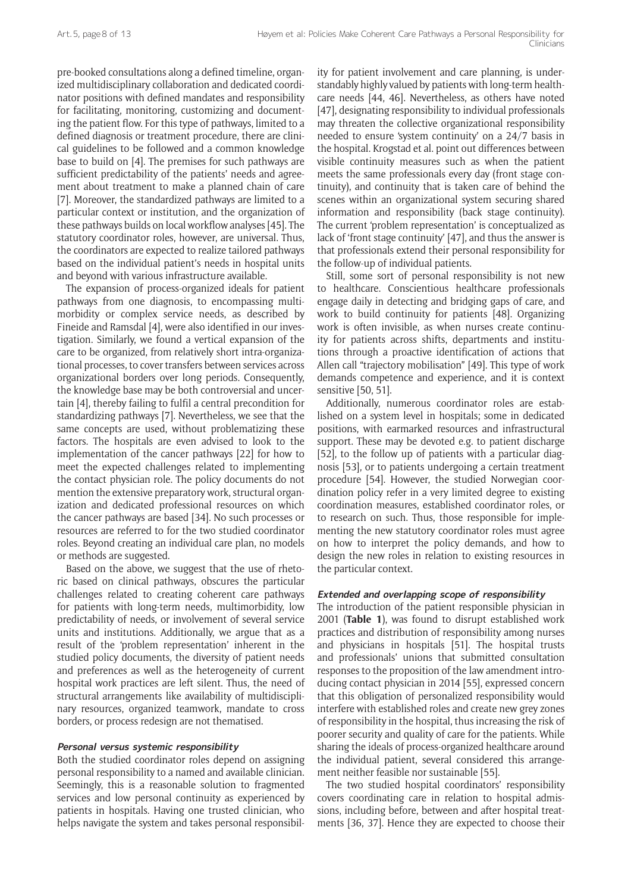pre-booked consultations along a defined timeline, organized multidisciplinary collaboration and dedicated coordinator positions with defined mandates and responsibility for facilitating, monitoring, customizing and documenting the patient flow. For this type of pathways, limited to a defined diagnosis or treatment procedure, there are clinical guidelines to be followed and a common knowledge base to build on [4]. The premises for such pathways are sufficient predictability of the patients' needs and agreement about treatment to make a planned chain of care [7]. Moreover, the standardized pathways are limited to a particular context or institution, and the organization of these pathways builds on local workflow analyses [45]. The statutory coordinator roles, however, are universal. Thus, the coordinators are expected to realize tailored pathways based on the individual patient's needs in hospital units and beyond with various infrastructure available.

The expansion of process-organized ideals for patient pathways from one diagnosis, to encompassing multimorbidity or complex service needs, as described by Fineide and Ramsdal [4], were also identified in our investigation. Similarly, we found a vertical expansion of the care to be organized, from relatively short intra-organizational processes, to cover transfers between services across organizational borders over long periods. Consequently, the knowledge base may be both controversial and uncertain [4], thereby failing to fulfil a central precondition for standardizing pathways [7]. Nevertheless, we see that the same concepts are used, without problematizing these factors. The hospitals are even advised to look to the implementation of the cancer pathways [22] for how to meet the expected challenges related to implementing the contact physician role. The policy documents do not mention the extensive preparatory work, structural organization and dedicated professional resources on which the cancer pathways are based [34]. No such processes or resources are referred to for the two studied coordinator roles. Beyond creating an individual care plan, no models or methods are suggested.

Based on the above, we suggest that the use of rhetoric based on clinical pathways, obscures the particular challenges related to creating coherent care pathways for patients with long-term needs, multimorbidity, low predictability of needs, or involvement of several service units and institutions. Additionally, we argue that as a result of the 'problem representation' inherent in the studied policy documents, the diversity of patient needs and preferences as well as the heterogeneity of current hospital work practices are left silent. Thus, the need of structural arrangements like availability of multidisciplinary resources, organized teamwork, mandate to cross borders, or process redesign are not thematised.

#### *Personal versus systemic responsibility*

Both the studied coordinator roles depend on assigning personal responsibility to a named and available clinician. Seemingly, this is a reasonable solution to fragmented services and low personal continuity as experienced by patients in hospitals. Having one trusted clinician, who helps navigate the system and takes personal responsibility for patient involvement and care planning, is understandably highly valued by patients with long-term healthcare needs [44, 46]. Nevertheless, as others have noted [47], designating responsibility to individual professionals may threaten the collective organizational responsibility needed to ensure 'system continuity' on a 24/7 basis in the hospital. Krogstad et al. point out differences between visible continuity measures such as when the patient meets the same professionals every day (front stage continuity), and continuity that is taken care of behind the scenes within an organizational system securing shared information and responsibility (back stage continuity). The current 'problem representation' is conceptualized as lack of 'front stage continuity' [47], and thus the answer is that professionals extend their personal responsibility for the follow-up of individual patients.

Still, some sort of personal responsibility is not new to healthcare. Conscientious healthcare professionals engage daily in detecting and bridging gaps of care, and work to build continuity for patients [48]. Organizing work is often invisible, as when nurses create continuity for patients across shifts, departments and institutions through a proactive identification of actions that Allen call "trajectory mobilisation" [49]. This type of work demands competence and experience, and it is context sensitive [50, 51].

Additionally, numerous coordinator roles are established on a system level in hospitals; some in dedicated positions, with earmarked resources and infrastructural support. These may be devoted e.g. to patient discharge [52], to the follow up of patients with a particular diagnosis [53], or to patients undergoing a certain treatment procedure [54]. However, the studied Norwegian coordination policy refer in a very limited degree to existing coordination measures, established coordinator roles, or to research on such. Thus, those responsible for implementing the new statutory coordinator roles must agree on how to interpret the policy demands, and how to design the new roles in relation to existing resources in the particular context.

#### *Extended and overlapping scope of responsibility*

The introduction of the patient responsible physician in 2001 (**Table 1**), was found to disrupt established work practices and distribution of responsibility among nurses and physicians in hospitals [51]. The hospital trusts and professionals' unions that submitted consultation responses to the proposition of the law amendment introducing contact physician in 2014 [55], expressed concern that this obligation of personalized responsibility would interfere with established roles and create new grey zones of responsibility in the hospital, thus increasing the risk of poorer security and quality of care for the patients. While sharing the ideals of process-organized healthcare around the individual patient, several considered this arrangement neither feasible nor sustainable [55].

The two studied hospital coordinators' responsibility covers coordinating care in relation to hospital admissions, including before, between and after hospital treatments [36, 37]. Hence they are expected to choose their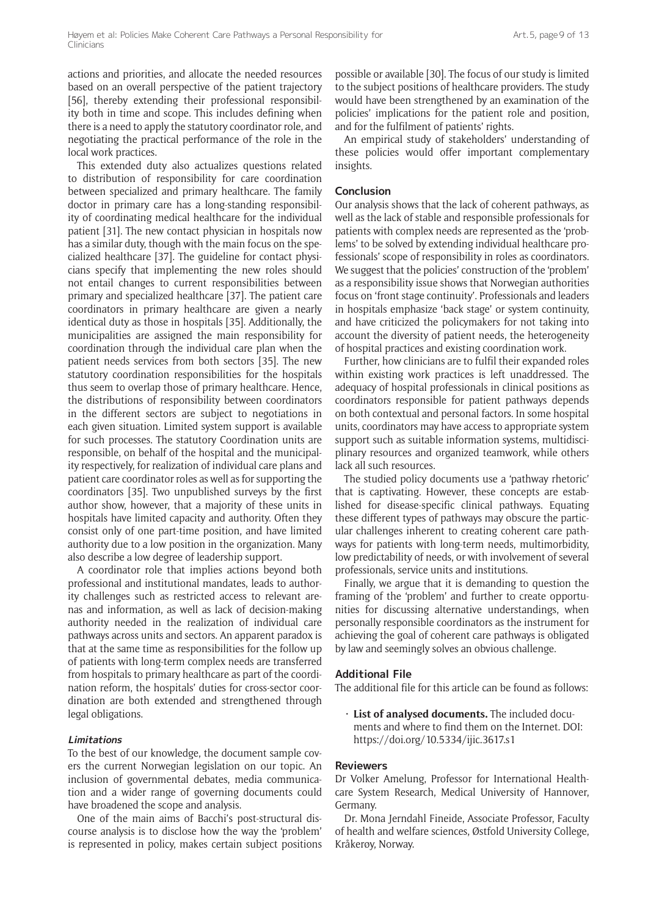actions and priorities, and allocate the needed resources based on an overall perspective of the patient trajectory [56], thereby extending their professional responsibility both in time and scope. This includes defining when there is a need to apply the statutory coordinator role, and negotiating the practical performance of the role in the local work practices.

This extended duty also actualizes questions related to distribution of responsibility for care coordination between specialized and primary healthcare. The family doctor in primary care has a long-standing responsibility of coordinating medical healthcare for the individual patient [31]. The new contact physician in hospitals now has a similar duty, though with the main focus on the specialized healthcare [37]. The guideline for contact physicians specify that implementing the new roles should not entail changes to current responsibilities between primary and specialized healthcare [37]. The patient care coordinators in primary healthcare are given a nearly identical duty as those in hospitals [35]. Additionally, the municipalities are assigned the main responsibility for coordination through the individual care plan when the patient needs services from both sectors [35]. The new statutory coordination responsibilities for the hospitals thus seem to overlap those of primary healthcare. Hence, the distributions of responsibility between coordinators in the different sectors are subject to negotiations in each given situation. Limited system support is available for such processes. The statutory Coordination units are responsible, on behalf of the hospital and the municipality respectively, for realization of individual care plans and patient care coordinator roles as well as for supporting the coordinators [35]. Two unpublished surveys by the first author show, however, that a majority of these units in hospitals have limited capacity and authority. Often they consist only of one part-time position, and have limited authority due to a low position in the organization. Many also describe a low degree of leadership support.

A coordinator role that implies actions beyond both professional and institutional mandates, leads to authority challenges such as restricted access to relevant arenas and information, as well as lack of decision-making authority needed in the realization of individual care pathways across units and sectors. An apparent paradox is that at the same time as responsibilities for the follow up of patients with long-term complex needs are transferred from hospitals to primary healthcare as part of the coordination reform, the hospitals' duties for cross-sector coordination are both extended and strengthened through legal obligations.

### Limitations

To the best of our knowledge, the document sample covers the current Norwegian legislation on our topic. An inclusion of governmental debates, media communication and a wider range of governing documents could have broadened the scope and analysis.

One of the main aims of Bacchi's post-structural discourse analysis is to disclose how the way the 'problem' is represented in policy, makes certain subject positions possible or available [30]. The focus of our study is limited to the subject positions of healthcare providers. The study would have been strengthened by an examination of the policies' implications for the patient role and position, and for the fulfilment of patients' rights.

An empirical study of stakeholders' understanding of these policies would offer important complementary insights.

## Conclusion

Our analysis shows that the lack of coherent pathways, as well as the lack of stable and responsible professionals for patients with complex needs are represented as the 'problems' to be solved by extending individual healthcare professionals' scope of responsibility in roles as coordinators. We suggest that the policies' construction of the 'problem' as a responsibility issue shows that Norwegian authorities focus on 'front stage continuity'. Professionals and leaders in hospitals emphasize 'back stage' or system continuity, and have criticized the policymakers for not taking into account the diversity of patient needs, the heterogeneity of hospital practices and existing coordination work.

Further, how clinicians are to fulfil their expanded roles within existing work practices is left unaddressed. The adequacy of hospital professionals in clinical positions as coordinators responsible for patient pathways depends on both contextual and personal factors. In some hospital units, coordinators may have access to appropriate system support such as suitable information systems, multidisciplinary resources and organized teamwork, while others lack all such resources.

The studied policy documents use a 'pathway rhetoric' that is captivating. However, these concepts are established for disease-specific clinical pathways. Equating these different types of pathways may obscure the particular challenges inherent to creating coherent care pathways for patients with long-term needs, multimorbidity, low predictability of needs, or with involvement of several professionals, service units and institutions.

Finally, we argue that it is demanding to question the framing of the 'problem' and further to create opportunities for discussing alternative understandings, when personally responsible coordinators as the instrument for achieving the goal of coherent care pathways is obligated by law and seemingly solves an obvious challenge.

## Additional File

The additional file for this article can be found as follows:

- **List of analysed documents.** The included documents and where to find them on the Internet. DOI: https://doi.org/10.5334/ijic.3617.s1

## Reviewers

Dr Volker Amelung, Professor for International Healthcare System Research, Medical University of Hannover, Germany.

Dr. Mona Jerndahl Fineide, Associate Professor, Faculty of health and welfare sciences, Østfold University College, Kråkerøy, Norway.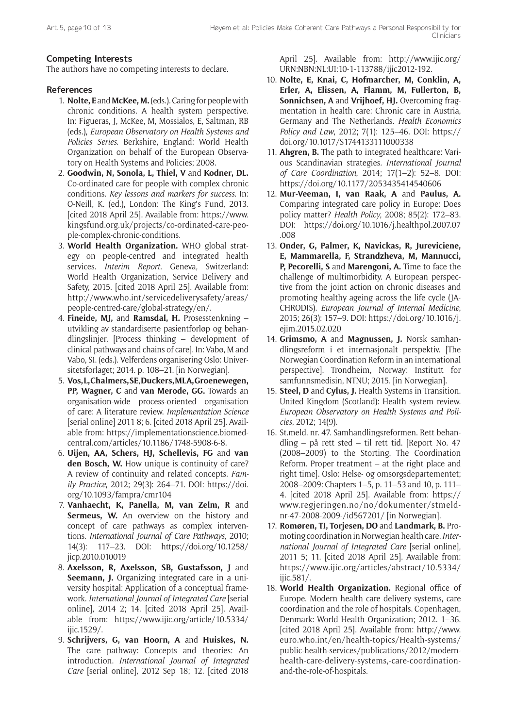### Competing Interests

The authors have no competing interests to declare.

### References

1. **Nolte, E** and **McKee, M.** (eds.). Caring for people with chronic conditions. A health system perspective. In: Figueras, J, McKee, M, Mossialos, E, Saltman, RB (eds.), *European Observatory on Health Systems and Policies Series*. Berkshire, England: World Health Organization on behalf of the European Observatory on Health Systems and Policies; 2008.
2. **Goodwin, N, Sonola, L, Thiel, V** and **Kodner, DL.** Co-ordinated care for people with complex chronic conditions. *Key lessons and markers for success*. In: O-Neill, K. (ed.), London: The King's Fund, 2013. [cited 2018 April 25]. Available from: https://www.kingsfund.org.uk/projects/co-ordinated-care-people-complex-chronic-conditions.
3. **World Health Organization.** WHO global strategy on people-centred and integrated health services. *Interim Report*. Geneva, Switzerland: World Health Organization, Service Delivery and Safety, 2015. [cited 2018 April 25]. Available from: http://www.who.int/servicedeliverysafety/areas/people-centred-care/global-strategy/en/.
4. **Fineide, MJ,** and **Ramsdal, H.** Prosesstenkning – utvikling av standardiserte pasientforløp og behandlingslinjer. [Process thinking – development of clinical pathways and chains of care]. In: Vabø, M and Vabo, SI. (eds.). Velferdens organisering Oslo: Universitetsforlaget; 2014. p. 108–21. [in Norwegian].
5. **Vos, L, Chalmers, SE, Duckers, MLA, Groenewegen, PP, Wagner, C** and **van Merode, GG.** Towards an organisation-wide process-oriented organisation of care: A literature review. *Implementation Science* [serial online] 2011 8; 6. [cited 2018 April 25]. Available from: https://implementationscience.biomedcentral.com/articles/10.1186/1748-5908-6-8.
6. **Uijen, AA, Schers, HJ, Schellevis, FG** and **van den Bosch, W.** How unique is continuity of care? A review of continuity and related concepts. *Family Practice*, 2012; 29(3): 264–71. DOI: https://doi.org/10.1093/fampra/cmr104
7. **Vanhaecht, K, Panella, M, van Zelm, R** and **Sermeus, W.** An overview on the history and concept of care pathways as complex interventions. *International Journal of Care Pathways*, 2010; 14(3): 117–23. DOI: https://doi.org/10.1258/jicp.2010.010019
8. **Axelsson, R, Axelsson, SB, Gustafsson, J** and **Seemann, J.** Organizing integrated care in a university hospital: Application of a conceptual framework. *International Journal of Integrated Care* [serial online], 2014 2; 14. [cited 2018 April 25]. Available from: https://www.ijic.org/article/10.5334/ijic.1529/.
9. **Schrijvers, G, van Hoorn, A** and **Huiskes, N.** The care pathway: Concepts and theories: An introduction. *International Journal of Integrated Care* [serial online], 2012 Sep 18; 12. [cited 2018 April 25]. Available from: http://www.ijic.org/URN:NBN:NL:UI:10-1-113788/ijic2012-192.
10. **Nolte, E, Knai, C, Hofmarcher, M, Conklin, A, Erler, A, Elissen, A, Flamm, M, Fullerton, B, Sonnichsen, A** and **Vrijhoef, HJ.** Overcoming fragmentation in health care: Chronic care in Austria, Germany and The Netherlands. *Health Economics Policy and Law*, 2012; 7(1): 125–46. DOI: https://doi.org/10.1017/S1744133111000338
11. **Ahgren, B.** The path to integrated healthcare: Various Scandinavian strategies. *International Journal of Care Coordination*, 2014; 17(1–2): 52–8. DOI: https://doi.org/10.1177/2053435414540606
12. **Mur-Veeman, I, van Raak, A** and **Paulus, A.** Comparing integrated care policy in Europe: Does policy matter? *Health Policy*, 2008; 85(2): 172–83. DOI: https://doi.org/10.1016/j.healthpol.2007.07.008
13. **Onder, G, Palmer, K, Navickas, R, Jureviciene, E, Mammarella, F, Strandzheva, M, Mannucci, P, Pecorelli, S** and **Marengoni, A.** Time to face the challenge of multimorbidity. A European perspective from the joint action on chronic diseases and promoting healthy ageing across the life cycle (JA-CHRODIS). *European Journal of Internal Medicine*, 2015; 26(3): 157–9. DOI: https://doi.org/10.1016/j.ejim.2015.02.020
14. **Grimsmo, A** and **Magnussen, J.** Norsk samhandlingsreform i et internasjonalt perspektiv. [The Norwegian Coordination Reform in an international perspective]. Trondheim, Norway: Institutt for samfunnsmedisin, NTNU; 2015. [in Norwegian].
15. **Steel, D** and **Cylus, J.** Health Systems in Transition. United Kingdom (Scotland): Health system review. *European Observatory on Health Systems and Policies*, 2012; 14(9).
16. St.meld. nr. 47. Samhandlingsreformen. Rett behandling – på rett sted – til rett tid. [Report No. 47 (2008–2009) to the Storting. The Coordination Reform. Proper treatment – at the right place and right time]. Oslo: Helse- og omsorgsdepartementet; 2008–2009: Chapters 1–5, p. 11–53 and 10, p. 111–4. [cited 2018 April 25]. Available from: https://www.regjeringen.no/no/dokumenter/stmeld-nr-47-2008-2009-/id567201/ [in Norwegian].
17. **Romøren, TI, Torjesen, DO** and **Landmark, B.** Promoting coordination in Norwegian health care. *International Journal of Integrated Care* [serial online], 2011 5; 11. [cited 2018 April 25]. Available from: https://www.ijic.org/articles/abstract/10.5334/ijic.581/.
18. **World Health Organization.** Regional office of Europe. Modern health care delivery systems, care coordination and the role of hospitals. Copenhagen, Denmark: World Health Organization; 2012. 1–36. [cited 2018 April 25]. Available from: http://www.euro.who.int/en/health-topics/Health-systems/public-health-services/publications/2012/modern-health-care-delivery-systems,-care-coordination-and-the-role-of-hospitals.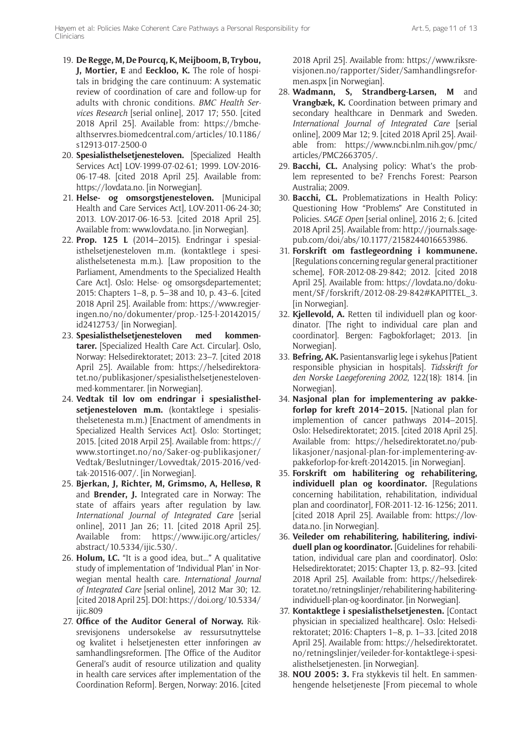19. **De Regge, M, De Pourcq, K, Meijboom, B, Trybou, J, Mortier, E** and **Eeckloo, K.** The role of hospitals in bridging the care continuum: A systematic review of coordination of care and follow-up for adults with chronic conditions. *BMC Health Services Research* [serial online], 2017 17; 550. [cited 2018 April 25]. Available from: https://bmchealthservres.biomedcentral.com/articles/10.1186/s12913-017-2500-0
20. **Spesialisthelsetjenesteloven.** [Specialized Health Services Act] LOV-1999-07-02-61; 1999. LOV-2016-06-17-48. [cited 2018 April 25]. Available from: https://lovdata.no. [in Norwegian].
21. **Helse- og omsorgstjenesteloven.** [Municipal Health and Care Services Act], LOV-2011-06-24-30; 2013. LOV-2017-06-16-53. [cited 2018 April 25]. Available from: www.lovdata.no. [in Norwegian].
22. **Prop. 125 L** (2014–2015). Endringar i spesialisthelsetjenesteloven m.m. (kontaktlege i spesialisthelsetenesta m.m.). [Law proposition to the Parliament, Amendments to the Specialized Health Care Act]. Oslo: Helse- og omsorgsdepartementet; 2015: Chapters 1–8, p. 5–38 and 10, p. 43–6. [cited 2018 April 25]. Available from: https://www.regjeringen.no/no/dokumenter/prop.-125-l-20142015/id2412753/ [in Norwegian].
23. **Spesialisthelsetjenesteloven med kommentarer.** [Specialized Health Care Act. Circular]. Oslo, Norway: Helsedirektoratet; 2013: 23–7. [cited 2018 April 25]. Available from: https://helsedirektoratet.no/publikasjoner/spesialisthelsetjenestelovenmed-kommentarer. [in Norwegian].
24. **Vedtak til lov om endringar i spesialisthelsetjenesteloven m.m.** (kontaktlege i spesialisthelsetenesta m.m.) [Enactment of amendments in Specialized Health Services Act]. Oslo: Stortinget; 2015. [cited 2018 Arpil 25]. Available from: https://www.stortinget.no/no/Saker-og-publikasjoner/Vedtak/Beslutninger/Lovvedtak/2015-2016/vedtak-201516-007/. [in Norwegian].
25. **Bjerkan, J, Richter, M, Grimsmo, A, Hellesø, R** and **Brender, J.** Integrated care in Norway: The state of affairs years after regulation by law. *International Journal of Integrated Care* [serial online], 2011 Jan 26; 11. [cited 2018 April 25]. Available from: https://www.ijic.org/articles/abstract/10.5334/ijic.530/.
26. **Holum, LC.** "It is a good idea, but..." A qualitative study of implementation of 'Individual Plan' in Norwegian mental health care. *International Journal of Integrated Care* [serial online], 2012 Mar 30; 12. [cited 2018 April 25]. DOI: https://doi.org/10.5334/ijic.809
27. **Office of the Auditor General of Norway.** Riksrevisjonens undersøkelse av ressursutnyttelse og kvalitet i helsetjenesten etter innføringen av samhandlingsreformen. [The Office of the Auditor General's audit of resource utilization and quality in health care services after implementation of the Coordination Reform]. Bergen, Norway: 2016. [cited 2018 April 25]. Available from: https://www.riksrevisjonen.no/rapporter/Sider/Samhandlingsreformen.aspx [in Norwegian].
28. **Wadmann, S, Strandberg-Larsen, M** and **Vrangbæk, K.** Coordination between primary and secondary healthcare in Denmark and Sweden. *International Journal of Integrated Care* [serial online], 2009 Mar 12; 9. [cited 2018 April 25]. Available from: https://www.ncbi.nlm.nih.gov/pmc/articles/PMC2663705/.
29. **Bacchi, CL.** Analysing policy: What's the problem represented to be? Frenchs Forest: Pearson Australia; 2009.
30. **Bacchi, CL.** Problematizations in Health Policy: Questioning How "Problems" Are Constituted in Policies. *SAGE Open* [serial online], 2016 2; 6. [cited 2018 April 25]. Available from: http://journals.sagepub.com/doi/abs/10.1177/2158244016653986.
31. **Forskrift om fastlegeordning i kommunene.** [Regulations concerning regular general practitioner scheme], FOR-2012-08-29-842; 2012. [cited 2018 April 25]. Available from: https://lovdata.no/dokument/SF/forskrift/2012-08-29-842#KAPITTEL_3. [in Norwegian].
32. **Kjellevold, A.** Retten til individuell plan og koordinator. [The right to individual care plan and coordinator]. Bergen: Fagbokforlaget; 2013. [in Norwegian].
33. **Befring, AK.** Pasientansvarlig lege i sykehus [Patient responsible physician in hospitals]. *Tidsskrift for den Norske Laegeforening 2002*, 122(18): 1814. [in Norwegian].
34. **Nasjonal plan for implementering av pakkeforløp for kreft 2014–2015.** [National plan for implemention of cancer pathways 2014–2015]. Oslo: Helsedirektoratet; 2015. [cited 2018 April 25]. Available from: https://helsedirektoratet.no/publikasjoner/nasjonal-plan-for-implementering-avpakkeforlop-for-kreft-20142015. [in Norwegian].
35. **Forskrift om habilitering og rehabilitering, individuell plan og koordinator.** [Regulations concerning habilitation, rehabilitation, individual plan and coordinator], FOR-2011-12-16-1256; 2011. [cited 2018 April 25]. Available from: https://lovdata.no. [in Norwegian].
36. **Veileder om rehabilitering, habilitering, individuell plan og koordinator.** [Guidelines for rehabilitation, individual care plan and coordinator]. Oslo: Helsedirektoratet; 2015: Chapter 13, p. 82–93. [cited 2018 April 25]. Available from: https://helsedirektoratet.no/retningslinjer/rehabilitering-habiliteringindividuell-plan-og-koordinator. [in Norwegian].
37. **Kontaktlege i spesialisthelsetjenesten.** [Contact physician in specialized healthcare]. Oslo: Helsedirektoratet; 2016: Chapters 1–8, p. 1–33. [cited 2018 April 25]. Available from: https://helsedirektoratet.no/retningslinjer/veileder-for-kontaktlege-i-spesialisthelsetjenesten. [in Norwegian].
38. **NOU 2005: 3.** Fra stykkevis til helt. En sammenhengende helsetjeneste [From piecemal to whole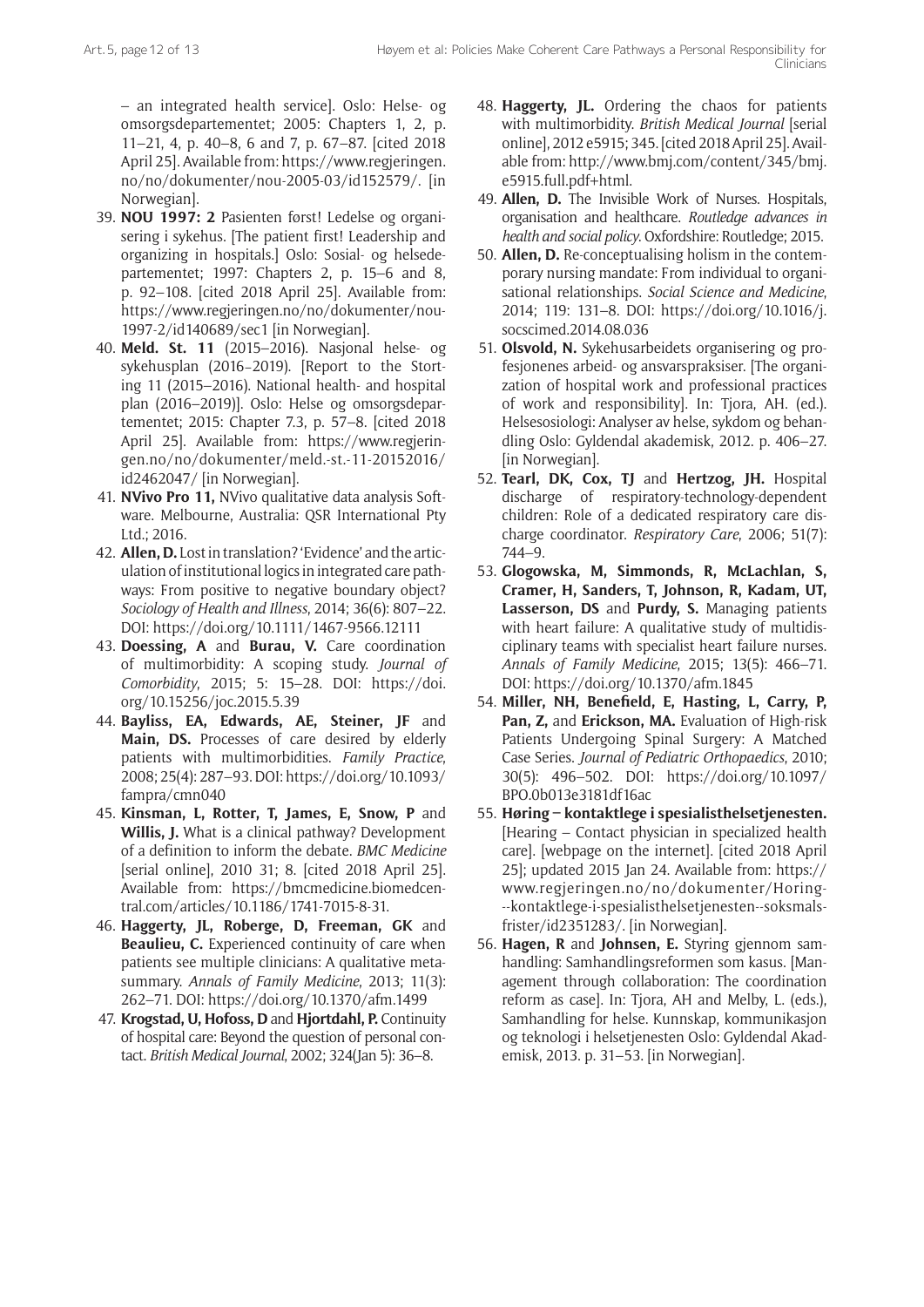– an integrated health service]. Oslo: Helse- og omsorgsdepartementet; 2005: Chapters 1, 2, p. 11–21, 4, p. 40–8, 6 and 7, p. 67–87. [cited 2018 April 25]. Available from: https://www.regjeringen.no/no/dokumenter/nou-2005-03/id152579/. [in Norwegian].

39. **NOU 1997: 2** Pasienten først! Ledelse og organisering i sykehus. [The patient first! Leadership and organizing in hospitals.] Oslo: Sosial- og helsedepartementet; 1997: Chapters 2, p. 15–6 and 8, p. 92–108. [cited 2018 April 25]. Available from: https://www.regjeringen.no/no/dokumenter/nou-1997-2/id140689/sec1 [in Norwegian].
40. **Meld. St. 11** (2015–2016). Nasjonal helse- og sykehusplan (2016–2019). [Report to the Storting 11 (2015–2016). National health- and hospital plan (2016–2019)]. Oslo: Helse og omsorgsdepartementet; 2015: Chapter 7.3, p. 57–8. [cited 2018 April 25]. Available from: https://www.regjeringen.no/no/dokumenter/meld.-st.-11-20152016/id2462047/ [in Norwegian].
41. **NVivo Pro 11,** NVivo qualitative data analysis Software. Melbourne, Australia: QSR International Pty Ltd.; 2016.
42. **Allen, D.** Lost in translation? 'Evidence' and the articulation of institutional logics in integrated care pathways: From positive to negative boundary object? *Sociology of Health and Illness*, 2014; 36(6): 807–22. DOI: https://doi.org/10.1111/1467-9566.12111
43. **Doessing, A** and **Burau, V.** Care coordination of multimorbidity: A scoping study. *Journal of Comorbidity*, 2015; 5: 15–28. DOI: https://doi.org/10.15256/joc.2015.5.39
44. **Bayliss, EA, Edwards, AE, Steiner, JF** and **Main, DS.** Processes of care desired by elderly patients with multimorbidities. *Family Practice*, 2008; 25(4): 287–93. DOI: https://doi.org/10.1093/fampra/cmn040
45. **Kinsman, L, Rotter, T, James, E, Snow, P** and **Willis, J.** What is a clinical pathway? Development of a definition to inform the debate. *BMC Medicine* [serial online], 2010 31; 8. [cited 2018 April 25]. Available from: https://bmcmedicine.biomedcentral.com/articles/10.1186/1741-7015-8-31.
46. **Haggerty, JL, Roberge, D, Freeman, GK** and **Beaulieu, C.** Experienced continuity of care when patients see multiple clinicians: A qualitative metasummary. *Annals of Family Medicine*, 2013; 11(3): 262–71. DOI: https://doi.org/10.1370/afm.1499
47. **Krogstad, U, Hofoss, D** and **Hjortdahl, P.** Continuity of hospital care: Beyond the question of personal contact. *British Medical Journal*, 2002; 324(Jan 5): 36–8.
48. **Haggerty, JL.** Ordering the chaos for patients with multimorbidity. *British Medical Journal* [serial online], 2012 e5915; 345. [cited 2018 April 25]. Available from: http://www.bmj.com/content/345/bmj.e5915.full.pdf+html.
49. **Allen, D.** The Invisible Work of Nurses. Hospitals, organisation and healthcare. *Routledge advances in health and social policy*. Oxfordshire: Routledge; 2015.
50. **Allen, D.** Re-conceptualising holism in the contemporary nursing mandate: From individual to organisational relationships. *Social Science and Medicine*, 2014; 119: 131–8. DOI: https://doi.org/10.1016/j.socscimed.2014.08.036
51. **Olsvold, N.** Sykehusarbeidets organisering og profesjonenes arbeid- og ansvarspraksiser. [The organization of hospital work and professional practices of work and responsibility]. In: Tjora, AH. (ed.). Helsesosiologi: Analyser av helse, sykdom og behandling Oslo: Gyldendal akademisk, 2012. p. 406–27. [in Norwegian].
52. **Tearl, DK, Cox, TJ** and **Hertzog, JH.** Hospital discharge of respiratory-technology-dependent children: Role of a dedicated respiratory care discharge coordinator. *Respiratory Care*, 2006; 51(7): 744–9.
53. **Glogowska, M, Simmonds, R, McLachlan, S, Cramer, H, Sanders, T, Johnson, R, Kadam, UT, Lasserson, DS** and **Purdy, S.** Managing patients with heart failure: A qualitative study of multidisciplinary teams with specialist heart failure nurses. *Annals of Family Medicine*, 2015; 13(5): 466–71. DOI: https://doi.org/10.1370/afm.1845
54. **Miller, NH, Benefield, E, Hasting, L, Carry, P, Pan, Z,** and **Erickson, MA.** Evaluation of High-risk Patients Undergoing Spinal Surgery: A Matched Case Series. *Journal of Pediatric Orthopaedics*, 2010; 30(5): 496–502. DOI: https://doi.org/10.1097/BPO.0b013e3181df16ac
55. **Høring – kontaktlege i spesialisthelsetjenesten.** [Hearing – Contact physician in specialized health care]. [webpage on the internet]. [cited 2018 April 25]; updated 2015 Jan 24. Available from: https://www.regjeringen.no/no/dokumenter/Horing--kontaktlege-i-spesialisthelsetjenesten--soksmalsfrister/id2351283/. [in Norwegian].
56. **Hagen, R** and **Johnsen, E.** Styring gjennom samhandling: Samhandlingsreformen som kasus. [Management through collaboration: The coordination reform as case]. In: Tjora, AH and Melby, L. (eds.), Samhandling for helse. Kunnskap, kommunikasjon og teknologi i helsetjenesten Oslo: Gyldendal Akademisk, 2013. p. 31–53. [in Norwegian].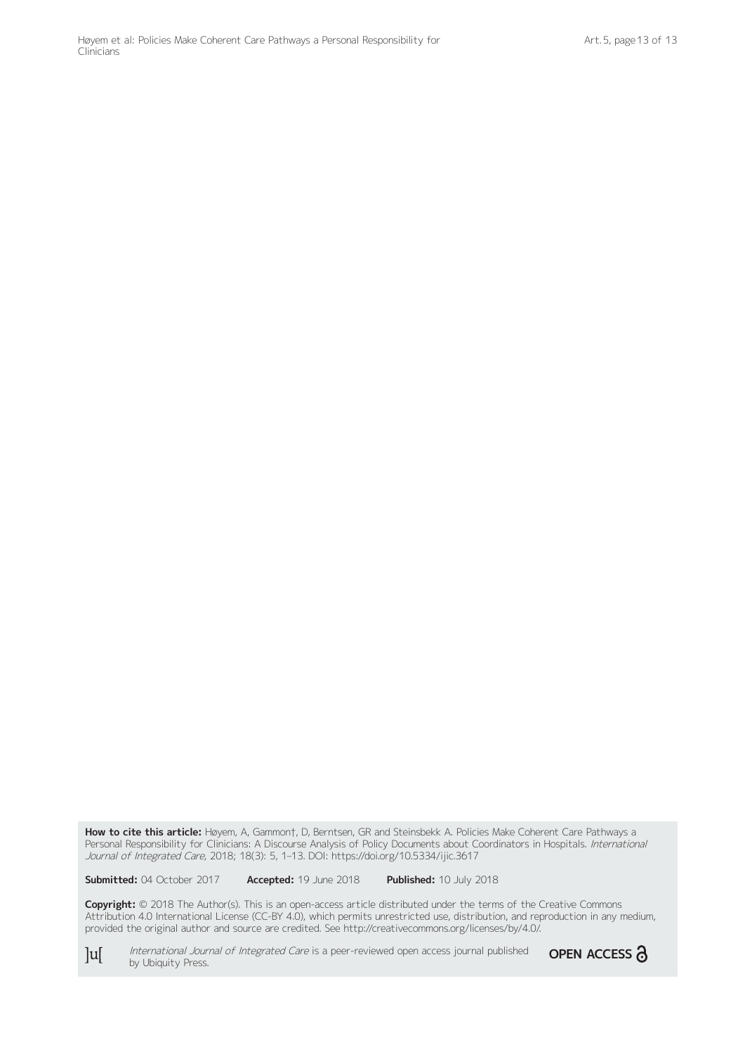**How to cite this article:** Høyem, A, Gammon†, D, Berntsen, GR and Steinsbekk A. Policies Make Coherent Care Pathways a Personal Responsibility for Clinicians: A Discourse Analysis of Policy Documents about Coordinators in Hospitals. *International Journal of Integrated Care*, 2018; 18(3): 5, 1–13. DOI: https://doi.org/10.5334/ijic.3617

**Submitted:** 04 October 2017 **Accepted:** 19 June 2018 **Published:** 10 July 2018

**Copyright:** © 2018 The Author(s). This is an open-access article distributed under the terms of the Creative Commons Attribution 4.0 International License (CC-BY 4.0), which permits unrestricted use, distribution, and reproduction in any medium, provided the original author and source are credited. See http://creativecommons.org/licenses/by/4.0/.

*International Journal of Integrated Care* is a peer-reviewed open access journal published by Ubiquity Press.

OPEN ACCESS